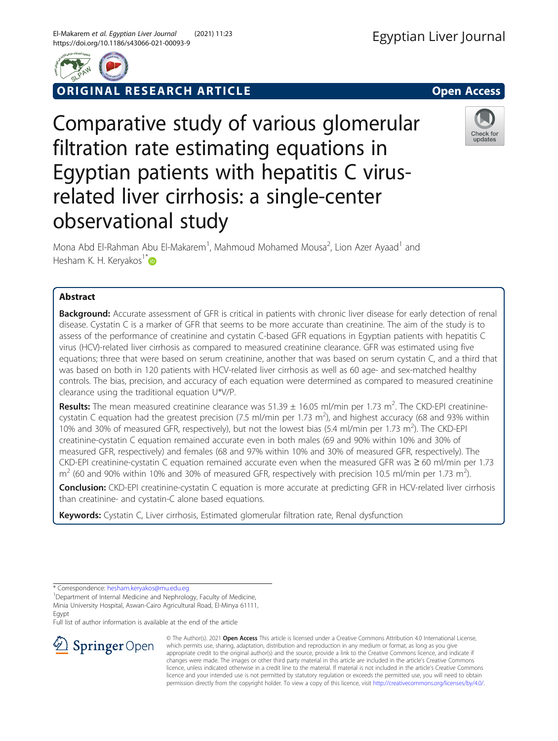ORIGINAL RESEARCH ARTICLE

Open Access

# Comparative study of various glomerular filtration rate estimating equations in Egyptian patients with hepatitis C virus-related liver cirrhosis: a single-center observational study

Mona Abd El-Rahman Abu El-Makarem[1], Mahmoud Mohamed Mousa[2], Lion Azer Ayaad[1] and Hesham K. H. Keryakos[1*]

## Abstract

**Background:** Accurate assessment of GFR is critical in patients with chronic liver disease for early detection of renal disease. Cystatin C is a marker of GFR that seems to be more accurate than creatinine. The aim of the study is to assess of the performance of creatinine and cystatin C-based GFR equations in Egyptian patients with hepatitis C virus (HCV)-related liver cirrhosis as compared to measured creatinine clearance. GFR was estimated using five equations; three that were based on serum creatinine, another that was based on serum cystatin C, and a third that was based on both in 120 patients with HCV-related liver cirrhosis as well as 60 age- and sex-matched healthy controls. The bias, precision, and accuracy of each equation were determined as compared to measured creatinine clearance using the traditional equation U*V/P.

**Results:** The mean measured creatinine clearance was 51.39 ± 16.05 ml/min per 1.73 $m^2$. The CKD-EPI creatinine-cystatin C equation had the greatest precision (7.5 ml/min per 1.73 $m^2$), and highest accuracy (68 and 93% within 10% and 30% of measured GFR, respectively), but not the lowest bias (5.4 ml/min per 1.73 $m^2$). The CKD-EPI creatinine-cystatin C equation remained accurate even in both males (69 and 90% within 10% and 30% of measured GFR, respectively) and females (68 and 97% within 10% and 30% of measured GFR, respectively). The CKD-EPI creatinine-cystatin C equation remained accurate even when the measured GFR was ≥ 60 ml/min per 1.73 $m^2$ (60 and 90% within 10% and 30% of measured GFR, respectively with precision 10.5 ml/min per 1.73 $m^2$).

**Conclusion:** CKD-EPI creatinine-cystatin C equation is more accurate at predicting GFR in HCV-related liver cirrhosis than creatinine- and cystatin-C alone based equations.

**Keywords:** Cystatin C, Liver cirrhosis, Estimated glomerular filtration rate, Renal dysfunction

\* Correspondence: hesham.keryakos@mu.edu.eg

[1]Department of Internal Medicine and Nephrology, Faculty of Medicine, Minia University Hospital, Aswan-Cairo Agricultural Road, El-Minya 61111, Egypt

Full list of author information is available at the end of the article

© The Author(s). 2021 **Open Access** This article is licensed under a Creative Commons Attribution 4.0 International License, which permits use, sharing, adaptation, distribution and reproduction in any medium or format, as long as you give appropriate credit to the original author(s) and the source, provide a link to the Creative Commons licence, and indicate if changes were made. The images or other third party material in this article are included in the article's Creative Commons licence, unless indicated otherwise in a credit line to the material. If material is not included in the article's Creative Commons licence and your intended use is not permitted by statutory regulation or exceeds the permitted use, you will need to obtain permission directly from the copyright holder. To view a copy of this licence, visit http://creativecommons.org/licenses/by/4.0/.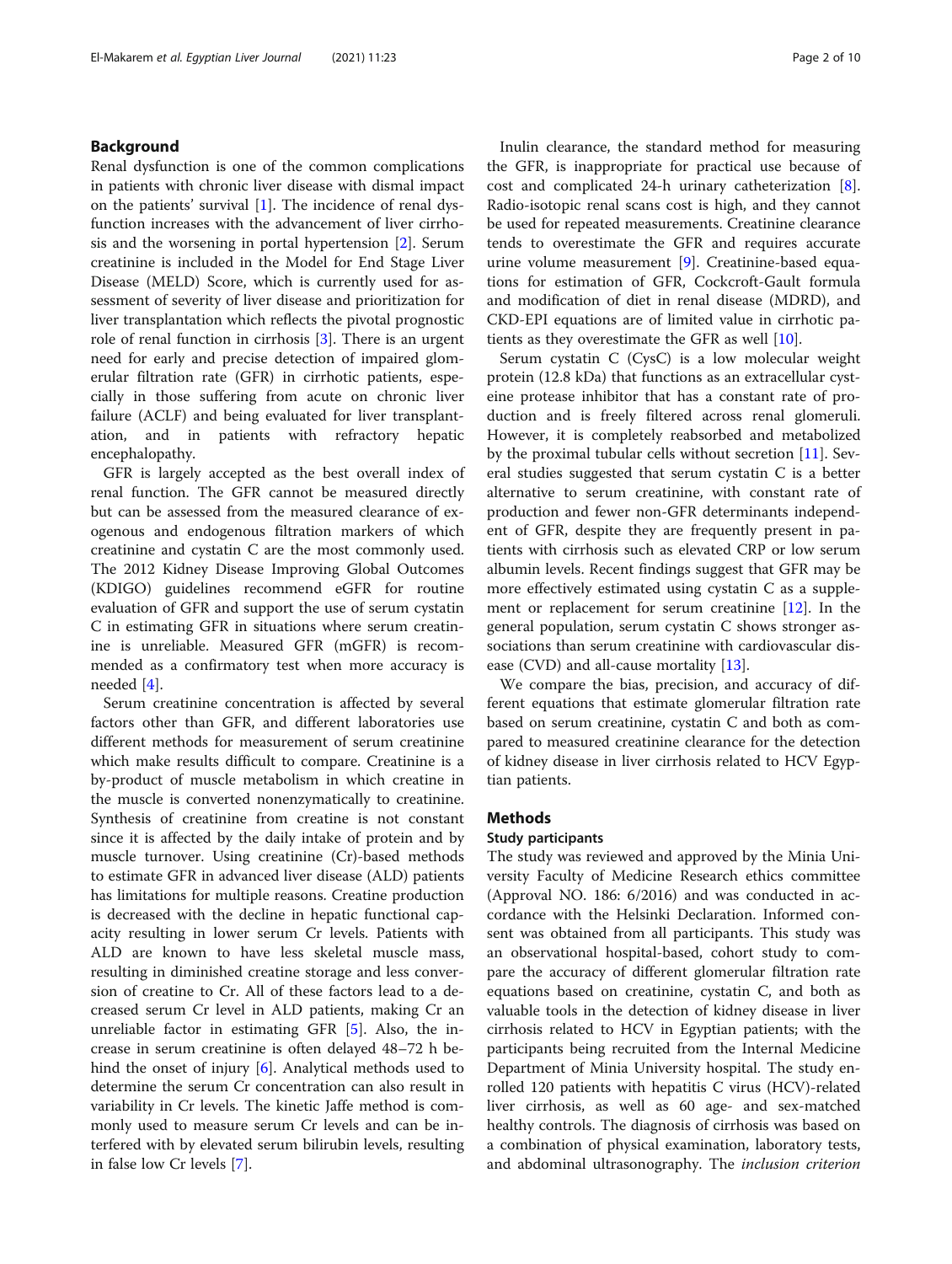## Background

Renal dysfunction is one of the common complications in patients with chronic liver disease with dismal impact on the patients' survival [1]. The incidence of renal dysfunction increases with the advancement of liver cirrhosis and the worsening in portal hypertension [2]. Serum creatinine is included in the Model for End Stage Liver Disease (MELD) Score, which is currently used for assessment of severity of liver disease and prioritization for liver transplantation which reflects the pivotal prognostic role of renal function in cirrhosis [3]. There is an urgent need for early and precise detection of impaired glomerular filtration rate (GFR) in cirrhotic patients, especially in those suffering from acute on chronic liver failure (ACLF) and being evaluated for liver transplantation, and in patients with refractory hepatic encephalopathy.

GFR is largely accepted as the best overall index of renal function. The GFR cannot be measured directly but can be assessed from the measured clearance of exogenous and endogenous filtration markers of which creatinine and cystatin C are the most commonly used. The 2012 Kidney Disease Improving Global Outcomes (KDIGO) guidelines recommend eGFR for routine evaluation of GFR and support the use of serum cystatin C in estimating GFR in situations where serum creatinine is unreliable. Measured GFR (mGFR) is recommended as a confirmatory test when more accuracy is needed [4].

Serum creatinine concentration is affected by several factors other than GFR, and different laboratories use different methods for measurement of serum creatinine which make results difficult to compare. Creatinine is a by-product of muscle metabolism in which creatine in the muscle is converted nonenzymatically to creatinine. Synthesis of creatinine from creatine is not constant since it is affected by the daily intake of protein and by muscle turnover. Using creatinine (Cr)-based methods to estimate GFR in advanced liver disease (ALD) patients has limitations for multiple reasons. Creatine production is decreased with the decline in hepatic functional capacity resulting in lower serum Cr levels. Patients with ALD are known to have less skeletal muscle mass, resulting in diminished creatine storage and less conversion of creatine to Cr. All of these factors lead to a decreased serum Cr level in ALD patients, making Cr an unreliable factor in estimating GFR [5]. Also, the increase in serum creatinine is often delayed 48–72 h behind the onset of injury [6]. Analytical methods used to determine the serum Cr concentration can also result in variability in Cr levels. The kinetic Jaffe method is commonly used to measure serum Cr levels and can be interfered with by elevated serum bilirubin levels, resulting in false low Cr levels [7].

Inulin clearance, the standard method for measuring the GFR, is inappropriate for practical use because of cost and complicated 24-h urinary catheterization [8]. Radio-isotopic renal scans cost is high, and they cannot be used for repeated measurements. Creatinine clearance tends to overestimate the GFR and requires accurate urine volume measurement [9]. Creatinine-based equations for estimation of GFR, Cockcroft-Gault formula and modification of diet in renal disease (MDRD), and CKD-EPI equations are of limited value in cirrhotic patients as they overestimate the GFR as well [10].

Serum cystatin C (CysC) is a low molecular weight protein (12.8 kDa) that functions as an extracellular cysteine protease inhibitor that has a constant rate of production and is freely filtered across renal glomeruli. However, it is completely reabsorbed and metabolized by the proximal tubular cells without secretion [11]. Several studies suggested that serum cystatin C is a better alternative to serum creatinine, with constant rate of production and fewer non-GFR determinants independent of GFR, despite they are frequently present in patients with cirrhosis such as elevated CRP or low serum albumin levels. Recent findings suggest that GFR may be more effectively estimated using cystatin C as a supplement or replacement for serum creatinine [12]. In the general population, serum cystatin C shows stronger associations than serum creatinine with cardiovascular disease (CVD) and all-cause mortality [13].

We compare the bias, precision, and accuracy of different equations that estimate glomerular filtration rate based on serum creatinine, cystatin C and both as compared to measured creatinine clearance for the detection of kidney disease in liver cirrhosis related to HCV Egyptian patients.

## Methods

### Study participants

The study was reviewed and approved by the Minia University Faculty of Medicine Research ethics committee (Approval NO. 186: 6/2016) and was conducted in accordance with the Helsinki Declaration. Informed consent was obtained from all participants. This study was an observational hospital-based, cohort study to compare the accuracy of different glomerular filtration rate equations based on creatinine, cystatin C, and both as valuable tools in the detection of kidney disease in liver cirrhosis related to HCV in Egyptian patients; with the participants being recruited from the Internal Medicine Department of Minia University hospital. The study enrolled 120 patients with hepatitis C virus (HCV)-related liver cirrhosis, as well as 60 age- and sex-matched healthy controls. The diagnosis of cirrhosis was based on a combination of physical examination, laboratory tests, and abdominal ultrasonography. The *inclusion criterion*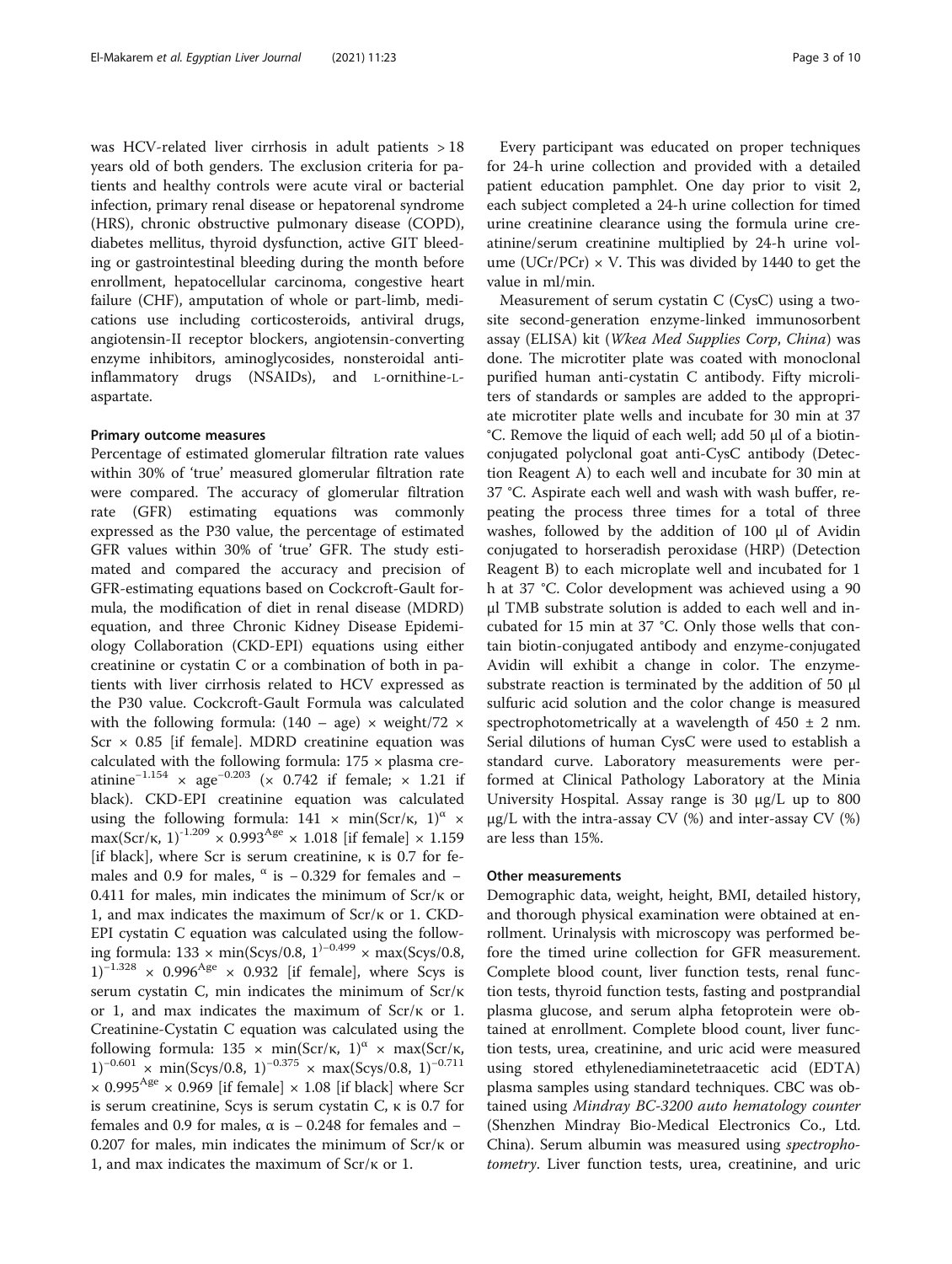was HCV-related liver cirrhosis in adult patients > 18 years old of both genders. The exclusion criteria for patients and healthy controls were acute viral or bacterial infection, primary renal disease or hepatorenal syndrome (HRS), chronic obstructive pulmonary disease (COPD), diabetes mellitus, thyroid dysfunction, active GIT bleeding or gastrointestinal bleeding during the month before enrollment, hepatocellular carcinoma, congestive heart failure (CHF), amputation of whole or part-limb, medications use including corticosteroids, antiviral drugs, angiotensin-II receptor blockers, angiotensin-converting enzyme inhibitors, aminoglycosides, nonsteroidal anti-inflammatory drugs (NSAIDs), and L-ornithine-L-aspartate.

### Primary outcome measures

Percentage of estimated glomerular filtration rate values within 30% of 'true' measured glomerular filtration rate were compared. The accuracy of glomerular filtration rate (GFR) estimating equations was commonly expressed as the P30 value, the percentage of estimated GFR values within 30% of 'true' GFR. The study estimated and compared the accuracy and precision of GFR-estimating equations based on Cockcroft-Gault formula, the modification of diet in renal disease (MDRD) equation, and three Chronic Kidney Disease Epidemiology Collaboration (CKD-EPI) equations using either creatinine or cystatin C or a combination of both in patients with liver cirrhosis related to HCV expressed as the P30 value. Cockcroft-Gault Formula was calculated with the following formula: $(140 - \text{age}) \times \text{weight}/72 \times \text{Scr} \times 0.85$ [if female]. MDRD creatinine equation was calculated with the following formula: $175 \times \text{plasma creatinine}^{-1.154} \times \text{age}^{-0.203}$ ($\times$ 0.742 if female; $\times$ 1.21 if black). CKD-EPI creatinine equation was calculated using the following formula: $141 \times \min(\text{Scr}/\kappa, 1)^{\alpha} \times \max(\text{Scr}/\kappa, 1)^{-1.209} \times 0.993^{\text{Age}} \times 1.018$ [if female] $\times$ 1.159 [if black], where Scr is serum creatinine, $\kappa$ is 0.7 for females and 0.9 for males, $^{\alpha}$ is − 0.329 for females and − 0.411 for males, min indicates the minimum of Scr/$\kappa$ or 1, and max indicates the maximum of Scr/$\kappa$ or 1. CKD-EPI cystatin C equation was calculated using the following formula: $133 \times \min(\text{Scys}/0.8, 1)^{-0.499} \times \max(\text{Scys}/0.8, 1)^{-1.328} \times 0.996^{\text{Age}} \times 0.932$ [if female], where Scys is serum cystatin C, min indicates the minimum of Scr/$\kappa$ or 1, and max indicates the maximum of Scr/$\kappa$ or 1. Creatinine-Cystatin C equation was calculated using the following formula: $135 \times \min(\text{Scr}/\kappa, 1)^{\alpha} \times \max(\text{Scr}/\kappa, 1)^{-0.601} \times \min(\text{Scys}/0.8, 1)^{-0.375} \times \max(\text{Scys}/0.8, 1)^{-0.711} \times 0.995^{\text{Age}} \times 0.969$ [if female] $\times$ 1.08 [if black] where Scr is serum creatinine, Scys is serum cystatin C, $\kappa$ is 0.7 for females and 0.9 for males, $\alpha$ is − 0.248 for females and − 0.207 for males, min indicates the minimum of Scr/$\kappa$ or 1, and max indicates the maximum of Scr/$\kappa$ or 1.

Every participant was educated on proper techniques for 24-h urine collection and provided with a detailed patient education pamphlet. One day prior to visit 2, each subject completed a 24-h urine collection for timed urine creatinine clearance using the formula urine creatinine/serum creatinine multiplied by 24-h urine volume $(\text{UCr}/\text{PCr}) \times V$. This was divided by 1440 to get the value in ml/min.

Measurement of serum cystatin C (CysC) using a two-site second-generation enzyme-linked immunosorbent assay (ELISA) kit (*Wkea Med Supplies Corp, China*) was done. The microtiter plate was coated with monoclonal purified human anti-cystatin C antibody. Fifty microliters of standards or samples are added to the appropriate microtiter plate wells and incubate for 30 min at 37 °C. Remove the liquid of each well; add 50 μl of a biotin-conjugated polyclonal goat anti-CysC antibody (Detection Reagent A) to each well and incubate for 30 min at 37 °C. Aspirate each well and wash with wash buffer, repeating the process three times for a total of three washes, followed by the addition of 100 μl of Avidin conjugated to horseradish peroxidase (HRP) (Detection Reagent B) to each microplate well and incubated for 1 h at 37 °C. Color development was achieved using a 90 μl TMB substrate solution is added to each well and incubated for 15 min at 37 °C. Only those wells that contain biotin-conjugated antibody and enzyme-conjugated Avidin will exhibit a change in color. The enzyme-substrate reaction is terminated by the addition of 50 μl sulfuric acid solution and the color change is measured spectrophotometrically at a wavelength of 450 ± 2 nm. Serial dilutions of human CysC were used to establish a standard curve. Laboratory measurements were performed at Clinical Pathology Laboratory at the Minia University Hospital. Assay range is 30 μg/L up to 800 μg/L with the intra-assay CV (%) and inter-assay CV (%) are less than 15%.

### Other measurements

Demographic data, weight, height, BMI, detailed history, and thorough physical examination were obtained at enrollment. Urinalysis with microscopy was performed before the timed urine collection for GFR measurement. Complete blood count, liver function tests, renal function tests, thyroid function tests, fasting and postprandial plasma glucose, and serum alpha fetoprotein were obtained at enrollment. Complete blood count, liver function tests, urea, creatinine, and uric acid were measured using stored ethylenediaminetetraacetic acid (EDTA) plasma samples using standard techniques. CBC was obtained using *Mindray BC-3200 auto hematology counter* (Shenzhen Mindray Bio-Medical Electronics Co., Ltd. China). Serum albumin was measured using *spectrophotometry*. Liver function tests, urea, creatinine, and uric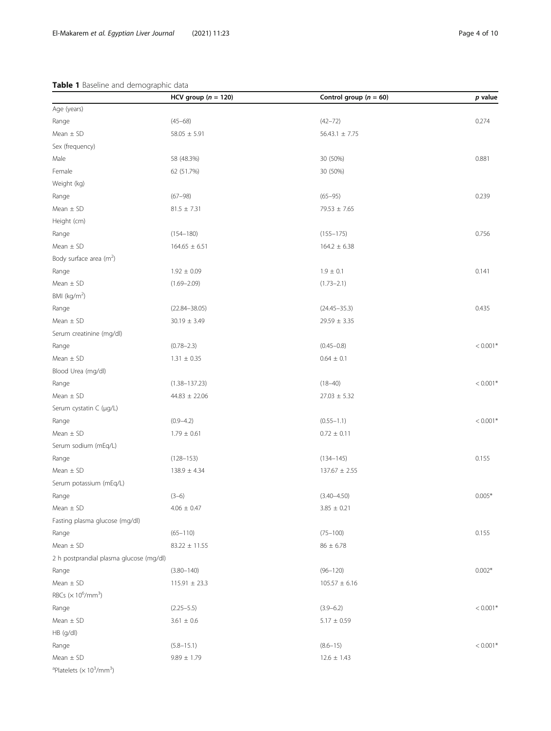**Table 1** Baseline and demographic data

| | HCV group (*n* = 120) | Control group (*n* = 60) | *p* value |
|---|---|---|---|
| Age (years) | | | |
| Range | (45–68) | (42–72) | 0.274 |
| Mean ± SD | 58.05 ± 5.91 | 56.43.1 ± 7.75 | |
| Sex (frequency) | | | |
| Male | 58 (48.3%) | 30 (50%) | 0.881 |
| Female | 62 (51.7%) | 30 (50%) | |
| Weight (kg) | | | |
| Range | (67–98) | (65–95) | 0.239 |
| Mean ± SD | 81.5 ± 7.31 | 79.53 ± 7.65 | |
| Height (cm) | | | |
| Range | (154–180) | (155–175) | 0.756 |
| Mean ± SD | 164.65 ± 6.51 | 164.2 ± 6.38 | |
| Body surface area ($m^2$) | | | |
| Range | 1.92 ± 0.09 | 1.9 ± 0.1 | 0.141 |
| Mean ± SD | (1.69–2.09) | (1.73–2.1) | |
| BMI ($kg/m^2$) | | | |
| Range | (22.84–38.05) | (24.45–35.3) | 0.435 |
| Mean ± SD | 30.19 ± 3.49 | 29.59 ± 3.35 | |
| Serum creatinine (mg/dl) | | | |
| Range | (0.78–2.3) | (0.45–0.8) | < 0.001* |
| Mean ± SD | 1.31 ± 0.35 | 0.64 ± 0.1 | |
| Blood Urea (mg/dl) | | | |
| Range | (1.38–137.23) | (18–40) | < 0.001* |
| Mean ± SD | 44.83 ± 22.06 | 27.03 ± 5.32 | |
| Serum cystatin C (μg/L) | | | |
| Range | (0.9–4.2) | (0.55–1.1) | < 0.001* |
| Mean ± SD | 1.79 ± 0.61 | 0.72 ± 0.11 | |
| Serum sodium (mEq/L) | | | |
| Range | (128–153) | (134–145) | 0.155 |
| Mean ± SD | 138.9 ± 4.34 | 137.67 ± 2.55 | |
| Serum potassium (mEq/L) | | | |
| Range | (3–6) | (3.40–4.50) | 0.005* |
| Mean ± SD | 4.06 ± 0.47 | 3.85 ± 0.21 | |
| Fasting plasma glucose (mg/dl) | | | |
| Range | (65–110) | (75–100) | 0.155 |
| Mean ± SD | 83.22 ± 11.55 | 86 ± 6.78 | |
| 2 h postprandial plasma glucose (mg/dl) | | | |
| Range | (3.80–140) | (96–120) | 0.002* |
| Mean ± SD | 115.91 ± 23.3 | 105.57 ± 6.16 | |
| RBCs ($\times 10^6/mm^3$) | | | |
| Range | (2.25–5.5) | (3.9–6.2) | < 0.001* |
| Mean ± SD | 3.61 ± 0.6 | 5.17 ± 0.59 | |
| HB (g/dl) | | | |
| Range | (5.8–15.1) | (8.6–15) | < 0.001* |
| Mean ± SD | 9.89 ± 1.79 | 12.6 ± 1.43 | |
| [a]Platelets ($\times 10^3/mm^3$) | | | |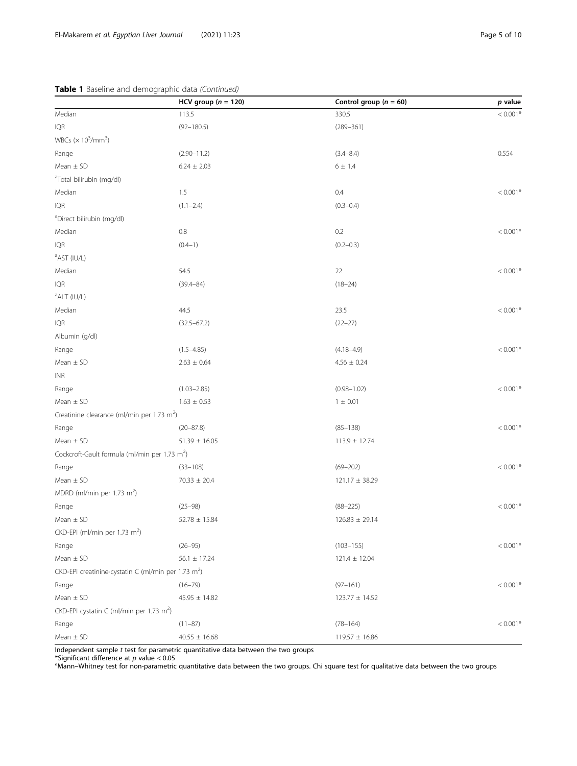**Table 1** Baseline and demographic data *(Continued)*

| | HCV group (*n* = 120) | Control group (*n* = 60) | *p* value |
|---|---|---|---|
| Median | 113.5 | 330.5 | < 0.001* |
| IQR | (92–180.5) | (289–361) | |
| WBCs ($\times 10^3$/mm$^3$) | | | |
| Range | (2.90–11.2) | (3.4–8.4) | 0.554 |
| Mean ± SD | 6.24 ± 2.03 | 6 ± 1.4 | |
| [a]Total bilirubin (mg/dl) | | | |
| Median | 1.5 | 0.4 | < 0.001* |
| IQR | (1.1–2.4) | (0.3–0.4) | |
| [a]Direct bilirubin (mg/dl) | | | |
| Median | 0.8 | 0.2 | < 0.001* |
| IQR | (0.4–1) | (0.2–0.3) | |
| [a]AST (IU/L) | | | |
| Median | 54.5 | 22 | < 0.001* |
| IQR | (39.4–84) | (18–24) | |
| [a]ALT (IU/L) | | | |
| Median | 44.5 | 23.5 | < 0.001* |
| IQR | (32.5–67.2) | (22–27) | |
| Albumin (g/dl) | | | |
| Range | (1.5–4.85) | (4.18–4.9) | < 0.001* |
| Mean ± SD | 2.63 ± 0.64 | 4.56 ± 0.24 | |
| INR | | | |
| Range | (1.03–2.85) | (0.98–1.02) | < 0.001* |
| Mean ± SD | 1.63 ± 0.53 | 1 ± 0.01 | |
| Creatinine clearance (ml/min per 1.73 m$^2$) | | | |
| Range | (20–87.8) | (85–138) | < 0.001* |
| Mean ± SD | 51.39 ± 16.05 | 113.9 ± 12.74 | |
| Cockcroft-Gault formula (ml/min per 1.73 m$^2$) | | | |
| Range | (33–108) | (69–202) | < 0.001* |
| Mean ± SD | 70.33 ± 20.4 | 121.17 ± 38.29 | |
| MDRD (ml/min per 1.73 m$^2$) | | | |
| Range | (25–98) | (88–225) | < 0.001* |
| Mean ± SD | 52.78 ± 15.84 | 126.83 ± 29.14 | |
| CKD-EPI (ml/min per 1.73 m$^2$) | | | |
| Range | (26–95) | (103–155) | < 0.001* |
| Mean ± SD | 56.1 ± 17.24 | 121.4 ± 12.04 | |
| CKD-EPI creatinine-cystatin C (ml/min per 1.73 m$^2$) | | | |
| Range | (16–79) | (97–161) | < 0.001* |
| Mean ± SD | 45.95 ± 14.82 | 123.77 ± 14.52 | |
| CKD-EPI cystatin C (ml/min per 1.73 m$^2$) | | | |
| Range | (11–87) | (78–164) | < 0.001* |
| Mean ± SD | 40.55 ± 16.68 | 119.57 ± 16.86 | |

Independent sample *t* test for parametric quantitative data between the two groups
*Significant difference at *p* value < 0.05
[a]Mann–Whitney test for non-parametric quantitative data between the two groups. Chi square test for qualitative data between the two groups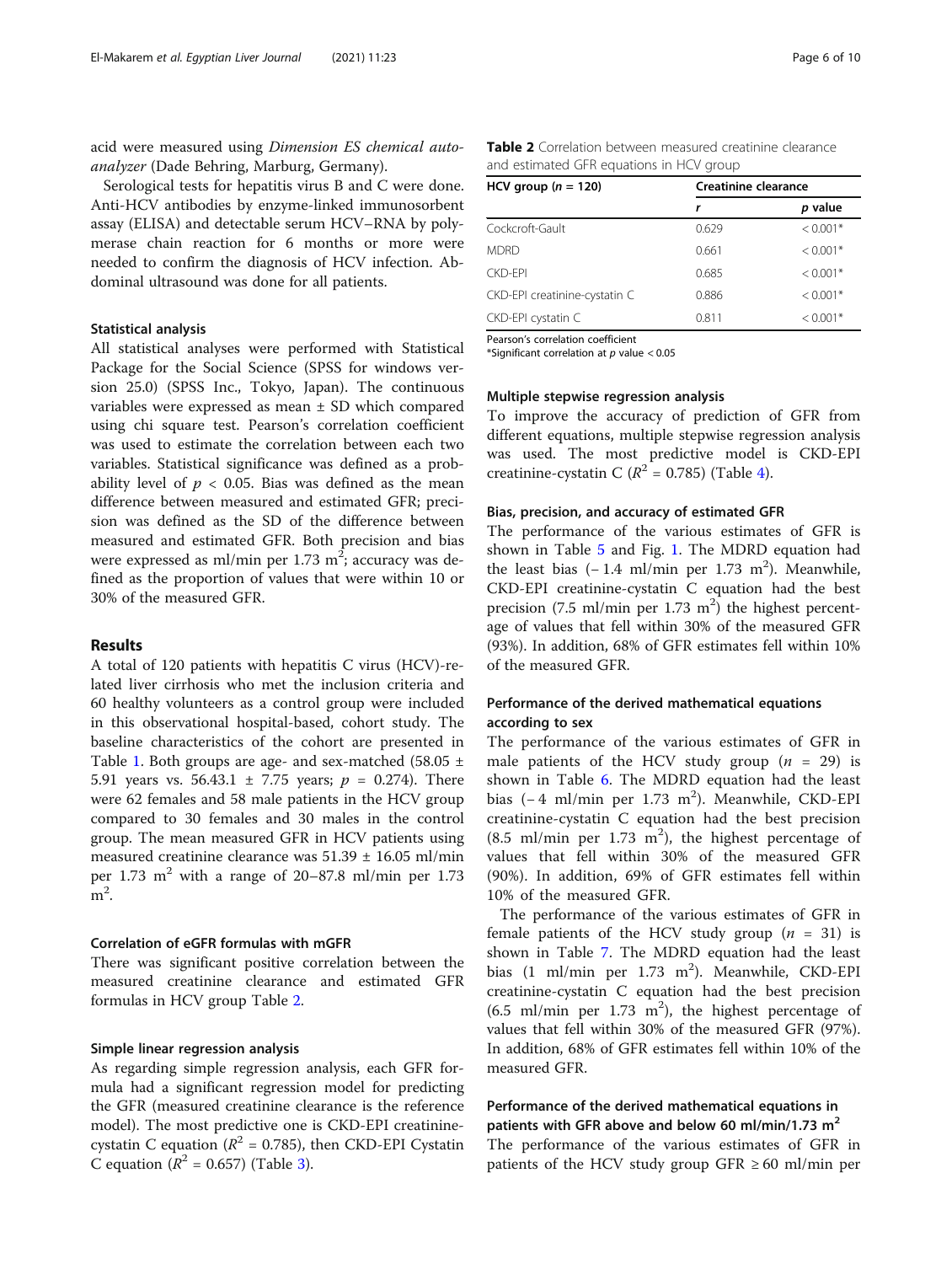acid were measured using *Dimension ES chemical autoanalyzer* (Dade Behring, Marburg, Germany).

Serological tests for hepatitis virus B and C were done. Anti-HCV antibodies by enzyme-linked immunosorbent assay (ELISA) and detectable serum HCV–RNA by polymerase chain reaction for 6 months or more were needed to confirm the diagnosis of HCV infection. Abdominal ultrasound was done for all patients.

### Statistical analysis

All statistical analyses were performed with Statistical Package for the Social Science (SPSS for windows version 25.0) (SPSS Inc., Tokyo, Japan). The continuous variables were expressed as mean ± SD which compared using chi square test. Pearson's correlation coefficient was used to estimate the correlation between each two variables. Statistical significance was defined as a probability level of $p < 0.05$. Bias was defined as the mean difference between measured and estimated GFR; precision was defined as the SD of the difference between measured and estimated GFR. Both precision and bias were expressed as ml/min per 1.73 $m^2$; accuracy was defined as the proportion of values that were within 10 or 30% of the measured GFR.

## Results

A total of 120 patients with hepatitis C virus (HCV)-related liver cirrhosis who met the inclusion criteria and 60 healthy volunteers as a control group were included in this observational hospital-based, cohort study. The baseline characteristics of the cohort are presented in Table 1. Both groups are age- and sex-matched (58.05 ± 5.91 years vs. 56.43.1 ± 7.75 years; $p = 0.274$). There were 62 females and 58 male patients in the HCV group compared to 30 females and 30 males in the control group. The mean measured GFR in HCV patients using measured creatinine clearance was 51.39 ± 16.05 ml/min per 1.73 $m^2$ with a range of 20–87.8 ml/min per 1.73 $m^2$.

### Correlation of eGFR formulas with mGFR

There was significant positive correlation between the measured creatinine clearance and estimated GFR formulas in HCV group Table 2.

### Simple linear regression analysis

As regarding simple regression analysis, each GFR formula had a significant regression model for predicting the GFR (measured creatinine clearance is the reference model). The most predictive one is CKD-EPI creatinine-cystatin C equation ($R^2 = 0.785$), then CKD-EPI Cystatin C equation ($R^2 = 0.657$) (Table 3).

**Table 2** Correlation between measured creatinine clearance and estimated GFR equations in HCV group

| HCV group ($n = 120$) | Creatinine clearance | |
|---|---|---|
| | *r* | *p* value |
| Cockcroft-Gault | 0.629 | < 0.001* |
| MDRD | 0.661 | < 0.001* |
| CKD-EPI | 0.685 | < 0.001* |
| CKD-EPI creatinine-cystatin C | 0.886 | < 0.001* |
| CKD-EPI cystatin C | 0.811 | < 0.001* |

Pearson's correlation coefficient
*Significant correlation at *p* value < 0.05

### Multiple stepwise regression analysis

To improve the accuracy of prediction of GFR from different equations, multiple stepwise regression analysis was used. The most predictive model is CKD-EPI creatinine-cystatin C ($R^2 = 0.785$) (Table 4).

### Bias, precision, and accuracy of estimated GFR

The performance of the various estimates of GFR is shown in Table 5 and Fig. 1. The MDRD equation had the least bias (− 1.4 ml/min per 1.73 $m^2$). Meanwhile, CKD-EPI creatinine-cystatin C equation had the best precision (7.5 ml/min per 1.73 $m^2$) the highest percentage of values that fell within 30% of the measured GFR (93%). In addition, 68% of GFR estimates fell within 10% of the measured GFR.

### Performance of the derived mathematical equations according to sex

The performance of the various estimates of GFR in male patients of the HCV study group ($n = 29$) is shown in Table 6. The MDRD equation had the least bias (− 4 ml/min per 1.73 $m^2$). Meanwhile, CKD-EPI creatinine-cystatin C equation had the best precision (8.5 ml/min per 1.73 $m^2$), the highest percentage of values that fell within 30% of the measured GFR (90%). In addition, 69% of GFR estimates fell within 10% of the measured GFR.

The performance of the various estimates of GFR in female patients of the HCV study group ($n = 31$) is shown in Table 7. The MDRD equation had the least bias (1 ml/min per 1.73 $m^2$). Meanwhile, CKD-EPI creatinine-cystatin C equation had the best precision (6.5 ml/min per 1.73 $m^2$), the highest percentage of values that fell within 30% of the measured GFR (97%). In addition, 68% of GFR estimates fell within 10% of the measured GFR.

### Performance of the derived mathematical equations in patients with GFR above and below 60 ml/min/1.73 $m^2$

The performance of the various estimates of GFR in patients of the HCV study group GFR ≥ 60 ml/min per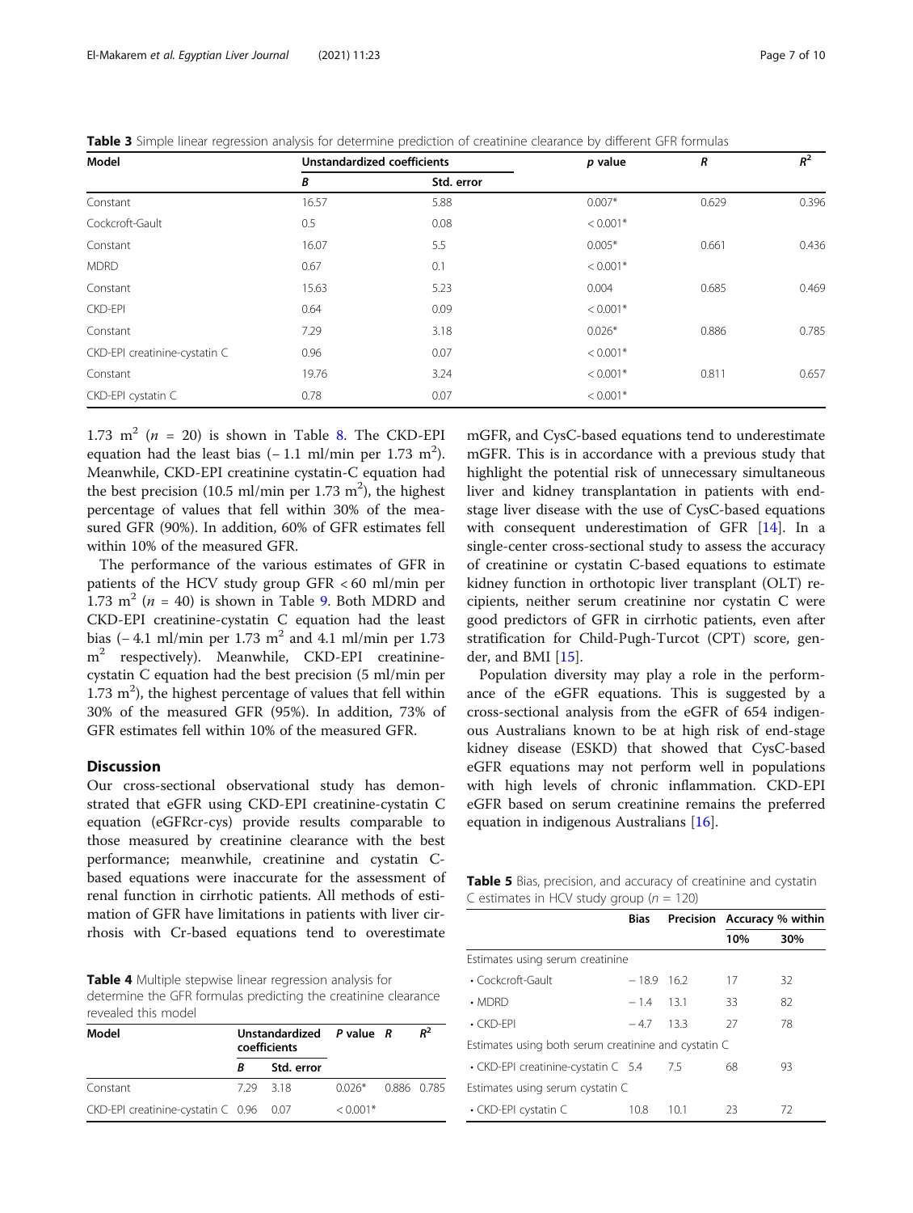**Table 3** Simple linear regression analysis for determine prediction of creatinine clearance by different GFR formulas

| Model | Unstandardized coefficients | | p value | R | $R^2$ |
|---|---|---|---|---|---|
| | B | Std. error | | | |
| Constant | 16.57 | 5.88 | 0.007* | 0.629 | 0.396 |
| Cockcroft-Gault | 0.5 | 0.08 | < 0.001* | | |
| Constant | 16.07 | 5.5 | 0.005* | 0.661 | 0.436 |
| MDRD | 0.67 | 0.1 | < 0.001* | | |
| Constant | 15.63 | 5.23 | 0.004 | 0.685 | 0.469 |
| CKD-EPI | 0.64 | 0.09 | < 0.001* | | |
| Constant | 7.29 | 3.18 | 0.026* | 0.886 | 0.785 |
| CKD-EPI creatinine-cystatin C | 0.96 | 0.07 | < 0.001* | | |
| Constant | 19.76 | 3.24 | < 0.001* | 0.811 | 0.657 |
| CKD-EPI cystatin C | 0.78 | 0.07 | < 0.001* | | |

1.73 $m^2$ ($n$ = 20) is shown in Table 8. The CKD-EPI equation had the least bias (− 1.1 ml/min per 1.73 $m^2$). Meanwhile, CKD-EPI creatinine cystatin-C equation had the best precision (10.5 ml/min per 1.73 $m^2$), the highest percentage of values that fell within 30% of the measured GFR (90%). In addition, 60% of GFR estimates fell within 10% of the measured GFR.

The performance of the various estimates of GFR in patients of the HCV study group GFR < 60 ml/min per 1.73 $m^2$ ($n$ = 40) is shown in Table 9. Both MDRD and CKD-EPI creatinine-cystatin C equation had the least bias (− 4.1 ml/min per 1.73 $m^2$ and 4.1 ml/min per 1.73 $m^2$ respectively). Meanwhile, CKD-EPI creatinine-cystatin C equation had the best precision (5 ml/min per 1.73 $m^2$), the highest percentage of values that fell within 30% of the measured GFR (95%). In addition, 73% of GFR estimates fell within 10% of the measured GFR.

## Discussion

Our cross-sectional observational study has demonstrated that eGFR using CKD-EPI creatinine-cystatin C equation (eGFRcr-cys) provide results comparable to those measured by creatinine clearance with the best performance; meanwhile, creatinine and cystatin C-based equations were inaccurate for the assessment of renal function in cirrhotic patients. All methods of estimation of GFR have limitations in patients with liver cirrhosis with Cr-based equations tend to overestimate mGFR, and CysC-based equations tend to underestimate mGFR. This is in accordance with a previous study that highlight the potential risk of unnecessary simultaneous liver and kidney transplantation in patients with end-stage liver disease with the use of CysC-based equations with consequent underestimation of GFR [14]. In a single-center cross-sectional study to assess the accuracy of creatinine or cystatin C-based equations to estimate kidney function in orthotopic liver transplant (OLT) recipients, neither serum creatinine nor cystatin C were good predictors of GFR in cirrhotic patients, even after stratification for Child-Pugh-Turcot (CPT) score, gender, and BMI [15].

Population diversity may play a role in the performance of the eGFR equations. This is suggested by a cross-sectional analysis from the eGFR of 654 indigenous Australians known to be at high risk of end-stage kidney disease (ESKD) that showed that CysC-based eGFR equations may not perform well in populations with high levels of chronic inflammation. CKD-EPI eGFR based on serum creatinine remains the preferred equation in indigenous Australians [16].

**Table 4** Multiple stepwise linear regression analysis for determine the GFR formulas predicting the creatinine clearance revealed this model

| Model | Unstandardized coefficients | | P value | R | $R^2$ |
|---|---|---|---|---|---|
| | B | Std. error | | | |
| Constant | 7.29 | 3.18 | 0.026* | 0.886 | 0.785 |
| CKD-EPI creatinine-cystatin C | 0.96 | 0.07 | < 0.001* | | |

**Table 5** Bias, precision, and accuracy of creatinine and cystatin C estimates in HCV study group ($n$ = 120)

| | Bias | Precision | Accuracy % within | |
|---|---|---|---|---|
| | | | 10% | 30% |
| Estimates using serum creatinine | | | | |
| • Cockcroft-Gault | − 18.9 | 16.2 | 17 | 32 |
| • MDRD | − 1.4 | 13.1 | 33 | 82 |
| • CKD-EPI | − 4.7 | 13.3 | 27 | 78 |
| Estimates using both serum creatinine and cystatin C | | | | |
| • CKD-EPI creatinine-cystatin C | 5.4 | 7.5 | 68 | 93 |
| Estimates using serum cystatin C | | | | |
| • CKD-EPI cystatin C | 10.8 | 10.1 | 23 | 72 |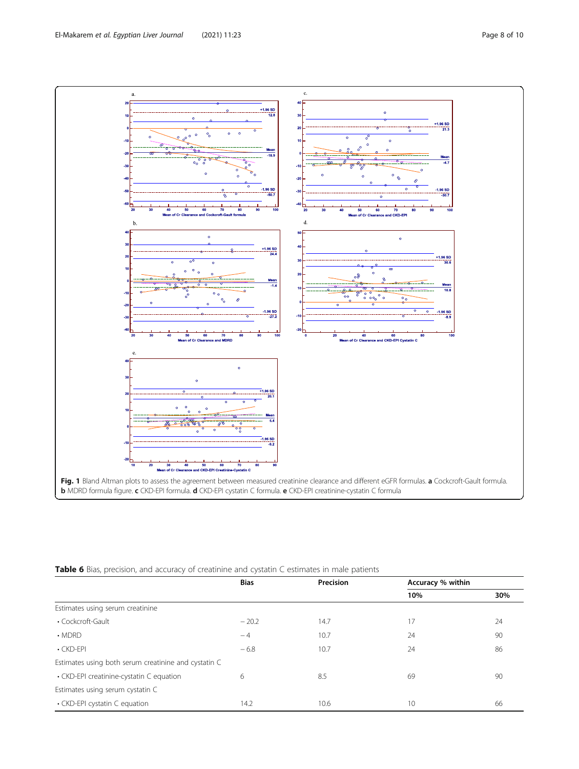**Fig. 1** Bland Altman plots to assess the agreement between measured creatinine clearance and different eGFR formulas. **a** Cockcroft-Gault formula. **b** MDRD formula figure. **c** CKD-EPI formula. **d** CKD-EPI cystatin C formula. **e** CKD-EPI creatinine-cystatin C formula

**Table 6** Bias, precision, and accuracy of creatinine and cystatin C estimates in male patients

| | Bias | Precision | Accuracy % within | |
|---|---|---|---|---|
| | | | 10% | 30% |
| Estimates using serum creatinine | | | | |
| • Cockcroft-Gault | − 20.2 | 14.7 | 17 | 24 |
| • MDRD | − 4 | 10.7 | 24 | 90 |
| • CKD-EPI | − 6.8 | 10.7 | 24 | 86 |
| Estimates using both serum creatinine and cystatin C | | | | |
| • CKD-EPI creatinine-cystatin C equation | 6 | 8.5 | 69 | 90 |
| Estimates using serum cystatin C | | | | |
| • CKD-EPI cystatin C equation | 14.2 | 10.6 | 10 | 66 |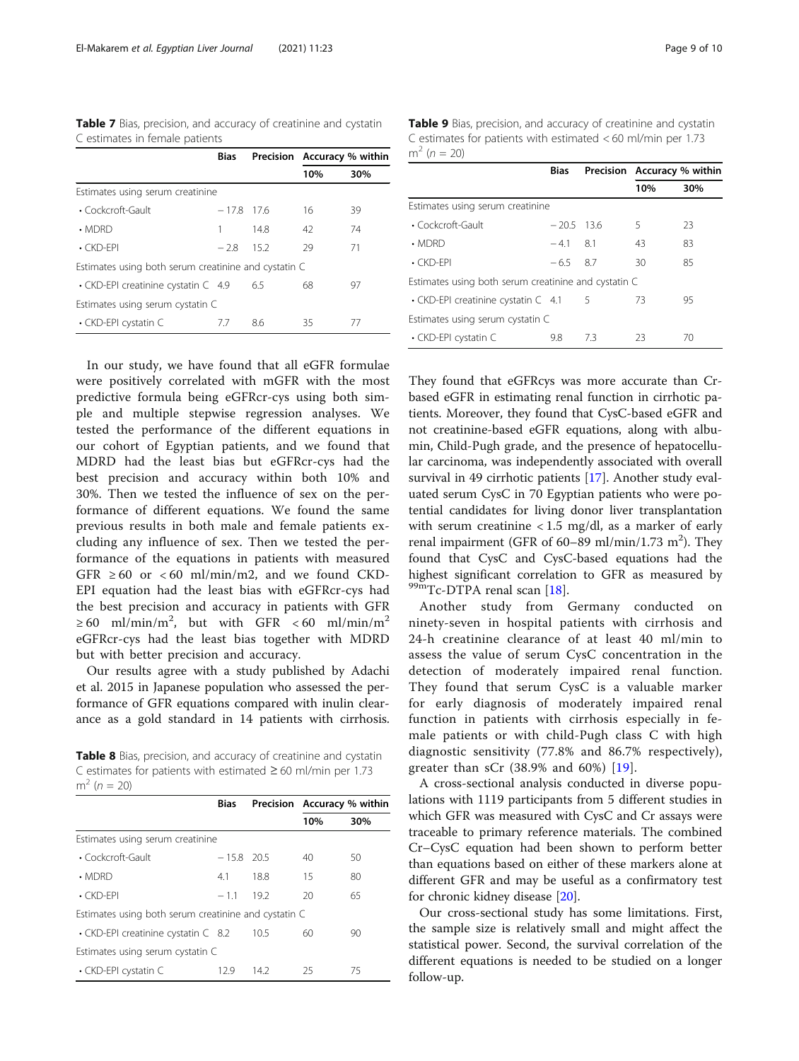**Table 7** Bias, precision, and accuracy of creatinine and cystatin C estimates in female patients

| | Bias | Precision | Accuracy % within | |
|---|---|---|---|---|
| | | | 10% | 30% |
| Estimates using serum creatinine | | | | |
| • Cockcroft-Gault | − 17.8 | 17.6 | 16 | 39 |
| • MDRD | 1 | 14.8 | 42 | 74 |
| • CKD-EPI | − 2.8 | 15.2 | 29 | 71 |
| Estimates using both serum creatinine and cystatin C | | | | |
| • CKD-EPI creatinine cystatin C | 4.9 | 6.5 | 68 | 97 |
| Estimates using serum cystatin C | | | | |
| • CKD-EPI cystatin C | 7.7 | 8.6 | 35 | 77 |

In our study, we have found that all eGFR formulae were positively correlated with mGFR with the most predictive formula being eGFRcr-cys using both simple and multiple stepwise regression analyses. We tested the performance of the different equations in our cohort of Egyptian patients, and we found that MDRD had the least bias but eGFRcr-cys had the best precision and accuracy within both 10% and 30%. Then we tested the influence of sex on the performance of different equations. We found the same previous results in both male and female patients excluding any influence of sex. Then we tested the performance of the equations in patients with measured GFR ≥ 60 or < 60 ml/min/m2, and we found CKD-EPI equation had the least bias with eGFRcr-cys had the best precision and accuracy in patients with GFR ≥ 60 ml/min/m$^2$, but with GFR < 60 ml/min/m$^2$ eGFRcr-cys had the least bias together with MDRD but with better precision and accuracy.

Our results agree with a study published by Adachi et al. 2015 in Japanese population who assessed the performance of GFR equations compared with inulin clearance as a gold standard in 14 patients with cirrhosis.

**Table 8** Bias, precision, and accuracy of creatinine and cystatin C estimates for patients with estimated ≥ 60 ml/min per 1.73 m$^2$ (n = 20)

| | Bias | Precision | Accuracy % within | |
|---|---|---|---|---|
| | | | 10% | 30% |
| Estimates using serum creatinine | | | | |
| • Cockcroft-Gault | − 15.8 | 20.5 | 40 | 50 |
| • MDRD | 4.1 | 18.8 | 15 | 80 |
| • CKD-EPI | − 1.1 | 19.2 | 20 | 65 |
| Estimates using both serum creatinine and cystatin C | | | | |
| • CKD-EPI creatinine cystatin C | 8.2 | 10.5 | 60 | 90 |
| Estimates using serum cystatin C | | | | |
| • CKD-EPI cystatin C | 12.9 | 14.2 | 25 | 75 |

**Table 9** Bias, precision, and accuracy of creatinine and cystatin C estimates for patients with estimated < 60 ml/min per 1.73 m$^2$ (n = 20)

| | Bias | Precision | Accuracy % within | |
|---|---|---|---|---|
| | | | 10% | 30% |
| Estimates using serum creatinine | | | | |
| • Cockcroft-Gault | − 20.5 | 13.6 | 5 | 23 |
| • MDRD | − 4.1 | 8.1 | 43 | 83 |
| • CKD-EPI | − 6.5 | 8.7 | 30 | 85 |
| Estimates using both serum creatinine and cystatin C | | | | |
| • CKD-EPI creatinine cystatin C | 4.1 | 5 | 73 | 95 |
| Estimates using serum cystatin C | | | | |
| • CKD-EPI cystatin C | 9.8 | 7.3 | 23 | 70 |

They found that eGFRcys was more accurate than Cr-based eGFR in estimating renal function in cirrhotic patients. Moreover, they found that CysC-based eGFR and not creatinine-based eGFR equations, along with albumin, Child-Pugh grade, and the presence of hepatocellular carcinoma, was independently associated with overall survival in 49 cirrhotic patients [17]. Another study evaluated serum CysC in 70 Egyptian patients who were potential candidates for living donor liver transplantation with serum creatinine < 1.5 mg/dl, as a marker of early renal impairment (GFR of 60–89 ml/min/1.73 m$^2$). They found that CysC and CysC-based equations had the highest significant correlation to GFR as measured by $^{99m}$Tc-DTPA renal scan [18].

Another study from Germany conducted on ninety-seven in hospital patients with cirrhosis and 24-h creatinine clearance of at least 40 ml/min to assess the value of serum CysC concentration in the detection of moderately impaired renal function. They found that serum CysC is a valuable marker for early diagnosis of moderately impaired renal function in patients with cirrhosis especially in female patients or with child-Pugh class C with high diagnostic sensitivity (77.8% and 86.7% respectively), greater than sCr (38.9% and 60%) [19].

A cross-sectional analysis conducted in diverse populations with 1119 participants from 5 different studies in which GFR was measured with CysC and Cr assays were traceable to primary reference materials. The combined Cr–CysC equation had been shown to perform better than equations based on either of these markers alone at different GFR and may be useful as a confirmatory test for chronic kidney disease [20].

Our cross-sectional study has some limitations. First, the sample size is relatively small and might affect the statistical power. Second, the survival correlation of the different equations is needed to be studied on a longer follow-up.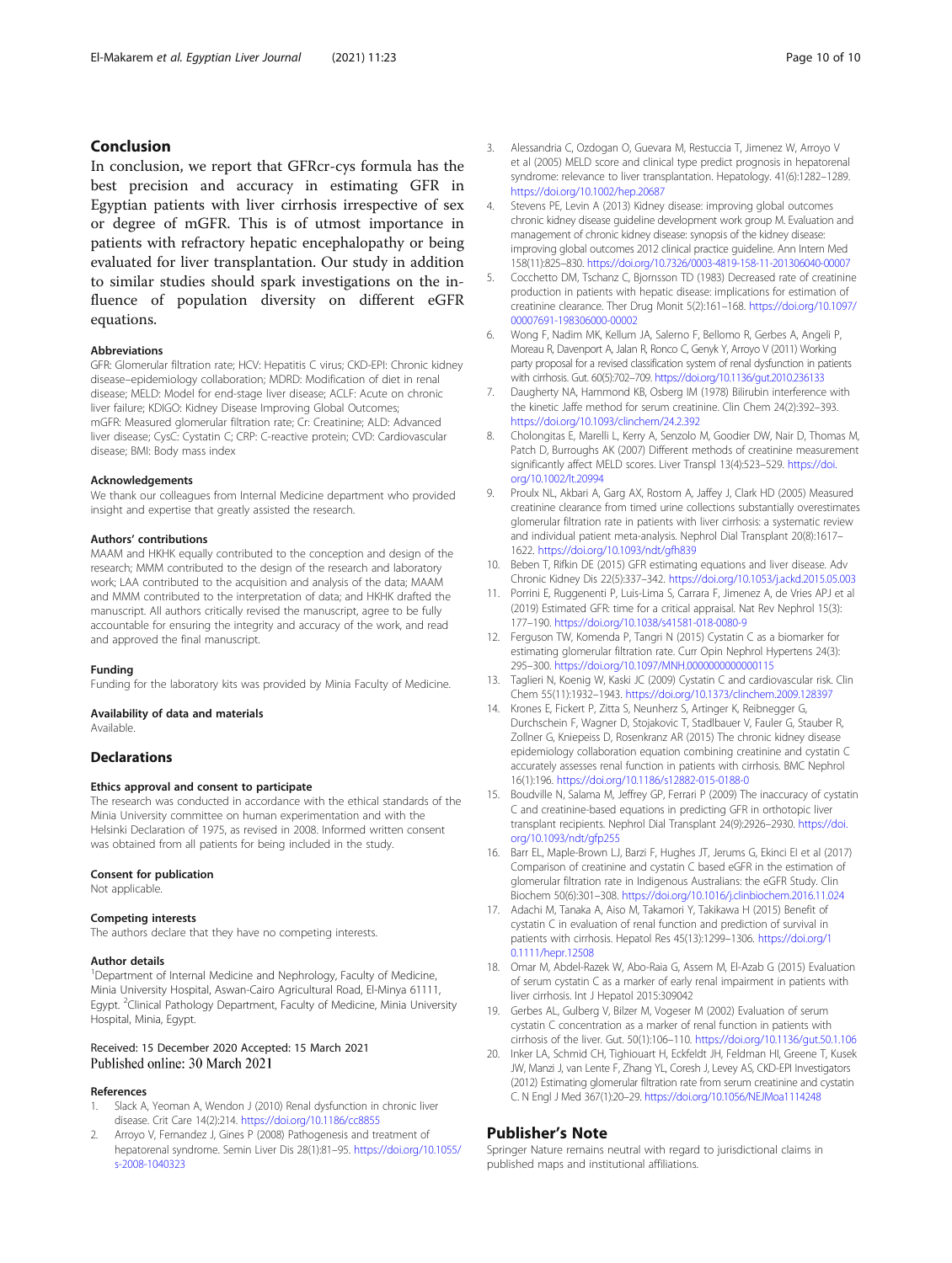## Conclusion

In conclusion, we report that GFRcr-cys formula has the best precision and accuracy in estimating GFR in Egyptian patients with liver cirrhosis irrespective of sex or degree of mGFR. This is of utmost importance in patients with refractory hepatic encephalopathy or being evaluated for liver transplantation. Our study in addition to similar studies should spark investigations on the influence of population diversity on different eGFR equations.

### Abbreviations

GFR: Glomerular filtration rate; HCV: Hepatitis C virus; CKD-EPI: Chronic kidney disease–epidemiology collaboration; MDRD: Modification of diet in renal disease; MELD: Model for end-stage liver disease; ACLF: Acute on chronic liver failure; KDIGO: Kidney Disease Improving Global Outcomes; mGFR: Measured glomerular filtration rate; Cr: Creatinine; ALD: Advanced liver disease; CysC: Cystatin C; CRP: C-reactive protein; CVD: Cardiovascular disease; BMI: Body mass index

### Acknowledgements

We thank our colleagues from Internal Medicine department who provided insight and expertise that greatly assisted the research.

### Authors' contributions

MAAM and HKHK equally contributed to the conception and design of the research; MMM contributed to the design of the research and laboratory work; LAA contributed to the acquisition and analysis of the data; MAAM and MMM contributed to the interpretation of data; and HKHK drafted the manuscript. All authors critically revised the manuscript, agree to be fully accountable for ensuring the integrity and accuracy of the work, and read and approved the final manuscript.

### Funding

Funding for the laboratory kits was provided by Minia Faculty of Medicine.

### Availability of data and materials

Available.

## Declarations

### Ethics approval and consent to participate

The research was conducted in accordance with the ethical standards of the Minia University committee on human experimentation and with the Helsinki Declaration of 1975, as revised in 2008. Informed written consent was obtained from all patients for being included in the study.

### Consent for publication

Not applicable.

### Competing interests

The authors declare that they have no competing interests.

### Author details

[1]Department of Internal Medicine and Nephrology, Faculty of Medicine, Minia University Hospital, Aswan-Cairo Agricultural Road, El-Minya 61111, Egypt. [2]Clinical Pathology Department, Faculty of Medicine, Minia University Hospital, Minia, Egypt.

Received: 15 December 2020 Accepted: 15 March 2021
Published online: 30 March 2021

### References

1. Slack A, Yeoman A, Wendon J (2010) Renal dysfunction in chronic liver disease. Crit Care 14(2):214. https://doi.org/10.1186/cc8855
2. Arroyo V, Fernandez J, Gines P (2008) Pathogenesis and treatment of hepatorenal syndrome. Semin Liver Dis 28(1):81–95. https://doi.org/10.1055/s-2008-1040323
3. Alessandria C, Ozdogan O, Guevara M, Restuccia T, Jimenez W, Arroyo V et al (2005) MELD score and clinical type predict prognosis in hepatorenal syndrome: relevance to liver transplantation. Hepatology. 41(6):1282–1289. https://doi.org/10.1002/hep.20687
4. Stevens PE, Levin A (2013) Kidney disease: improving global outcomes chronic kidney disease guideline development work group M. Evaluation and management of chronic kidney disease: synopsis of the kidney disease: improving global outcomes 2012 clinical practice guideline. Ann Intern Med 158(11):825–830. https://doi.org/10.7326/0003-4819-158-11-201306040-00007
5. Cocchetto DM, Tschanz C, Bjornsson TD (1983) Decreased rate of creatinine production in patients with hepatic disease: implications for estimation of creatinine clearance. Ther Drug Monit 5(2):161–168. https://doi.org/10.1097/00007691-198306000-00002
6. Wong F, Nadim MK, Kellum JA, Salerno F, Bellomo R, Gerbes A, Angeli P, Moreau R, Davenport A, Jalan R, Ronco C, Genyk Y, Arroyo V (2011) Working party proposal for a revised classification system of renal dysfunction in patients with cirrhosis. Gut. 60(5):702–709. https://doi.org/10.1136/gut.2010.236133
7. Daugherty NA, Hammond KB, Osberg IM (1978) Bilirubin interference with the kinetic Jaffe method for serum creatinine. Clin Chem 24(2):392–393. https://doi.org/10.1093/clinchem/24.2.392
8. Cholongitas E, Marelli L, Kerry A, Senzolo M, Goodier DW, Nair D, Thomas M, Patch D, Burroughs AK (2007) Different methods of creatinine measurement significantly affect MELD scores. Liver Transpl 13(4):523–529. https://doi.org/10.1002/lt.20994
9. Proulx NL, Akbari A, Garg AX, Rostom A, Jaffey J, Clark HD (2005) Measured creatinine clearance from timed urine collections substantially overestimates glomerular filtration rate in patients with liver cirrhosis: a systematic review and individual patient meta-analysis. Nephrol Dial Transplant 20(8):1617–1622. https://doi.org/10.1093/ndt/gfh839
10. Beben T, Rifkin DE (2015) GFR estimating equations and liver disease. Adv Chronic Kidney Dis 22(5):337–342. https://doi.org/10.1053/j.ackd.2015.05.003
11. Porrini E, Ruggenenti P, Luis-Lima S, Carrara F, Jimenez A, de Vries APJ et al (2019) Estimated GFR: time for a critical appraisal. Nat Rev Nephrol 15(3):177–190. https://doi.org/10.1038/s41581-018-0080-9
12. Ferguson TW, Komenda P, Tangri N (2015) Cystatin C as a biomarker for estimating glomerular filtration rate. Curr Opin Nephrol Hypertens 24(3):295–300. https://doi.org/10.1097/MNH.0000000000000115
13. Taglieri N, Koenig W, Kaski JC (2009) Cystatin C and cardiovascular risk. Clin Chem 55(11):1932–1943. https://doi.org/10.1373/clinchem.2009.128397
14. Krones E, Fickert P, Zitta S, Neunherz S, Artinger K, Reibnegger G, Durchschein F, Wagner D, Stojakovic T, Stadlbauer V, Fauler G, Stauber R, Zollner G, Kniepeiss D, Rosenkranz AR (2015) The chronic kidney disease epidemiology collaboration equation combining creatinine and cystatin C accurately assesses renal function in patients with cirrhosis. BMC Nephrol 16(1):196. https://doi.org/10.1186/s12882-015-0188-0
15. Boudville N, Salama M, Jeffrey GP, Ferrari P (2009) The inaccuracy of cystatin C and creatinine-based equations in predicting GFR in orthotopic liver transplant recipients. Nephrol Dial Transplant 24(9):2926–2930. https://doi.org/10.1093/ndt/gfp255
16. Barr EL, Maple-Brown LJ, Barzi F, Hughes JT, Jerums G, Ekinci EI et al (2017) Comparison of creatinine and cystatin C based eGFR in the estimation of glomerular filtration rate in Indigenous Australians: the eGFR Study. Clin Biochem 50(6):301–308. https://doi.org/10.1016/j.clinbiochem.2016.11.024
17. Adachi M, Tanaka A, Aiso M, Takamori Y, Takikawa H (2015) Benefit of cystatin C in evaluation of renal function and prediction of survival in patients with cirrhosis. Hepatol Res 45(13):1299–1306. https://doi.org/10.1111/hepr.12508
18. Omar M, Abdel-Razek W, Abo-Raia G, Assem M, El-Azab G (2015) Evaluation of serum cystatin C as a marker of early renal impairment in patients with liver cirrhosis. Int J Hepatol 2015:309042
19. Gerbes AL, Gulberg V, Bilzer M, Vogeser M (2002) Evaluation of serum cystatin C concentration as a marker of renal function in patients with cirrhosis of the liver. Gut. 50(1):106–110. https://doi.org/10.1136/gut.50.1.106
20. Inker LA, Schmid CH, Tighiouart H, Eckfeldt JH, Feldman HI, Greene T, Kusek JW, Manzi J, van Lente F, Zhang YL, Coresh J, Levey AS, CKD-EPI Investigators (2012) Estimating glomerular filtration rate from serum creatinine and cystatin C. N Engl J Med 367(1):20–29. https://doi.org/10.1056/NEJMoa1114248

## Publisher's Note

Springer Nature remains neutral with regard to jurisdictional claims in published maps and institutional affiliations.